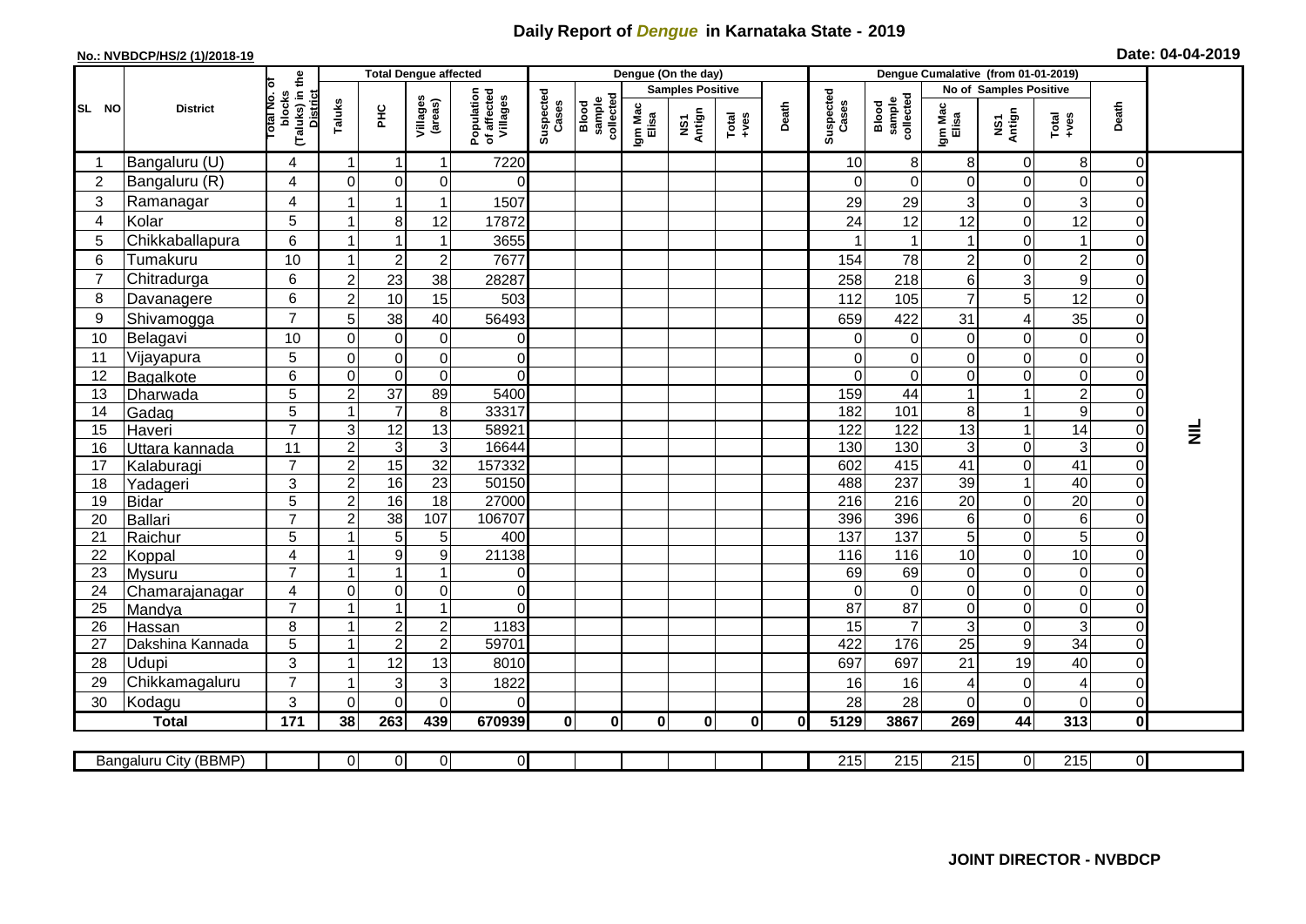# Daily Report of *Dengue* in Karnataka State - 2019

**No.: NVBDCP/HS/2 (1)/2018-19**

**Date: 04-04-2019**

| SL NO | District | Total No. of blocks (Taluks) in the District | Total Dengue affected | | | | Dengue (On the day) | | | | | | | Dengue Cumalative (from 01-01-2019) | | | | | | | |
|---|---|---|---|---|---|---|---|---|---|---|---|---|---|---|---|---|---|---|---|---|
| | | | Taluks | PHC | Villages (areas) | Population of affected Villages | Suspected Cases | Blood sample collected | Samples Positive | | | Death | Suspected Cases | Blood sample collected | No of Samples Positive | | | Death | |
| | | | | | | | | | Igm Mac Elisa | NS1 Antign | Total +ves | | | | Igm Mac Elisa | NS1 Antign | Total +ves | | |
| 1 | Bangaluru (U) | 4 | 1 | 1 | 1 | 7220 | | | | | | | 10 | 8 | 8 | 0 | 8 | 0 | NIL |
| 2 | Bangaluru (R) | 4 | 0 | 0 | 0 | 0 | | | | | | | 0 | 0 | 0 | 0 | 0 | 0 | |
| 3 | Ramanagar | 4 | 1 | 1 | 1 | 1507 | | | | | | | 29 | 29 | 3 | 0 | 3 | 0 | |
| 4 | Kolar | 5 | 1 | 8 | 12 | 17872 | | | | | | | 24 | 12 | 12 | 0 | 12 | 0 | |
| 5 | Chikkaballapura | 6 | 1 | 1 | 1 | 3655 | | | | | | | 1 | 1 | 1 | 0 | 1 | 0 | |
| 6 | Tumakuru | 10 | 1 | 2 | 2 | 7677 | | | | | | | 154 | 78 | 2 | 0 | 2 | 0 | |
| 7 | Chitradurga | 6 | 2 | 23 | 38 | 28287 | | | | | | | 258 | 218 | 6 | 3 | 9 | 0 | |
| 8 | Davanagere | 6 | 2 | 10 | 15 | 503 | | | | | | | 112 | 105 | 7 | 5 | 12 | 0 | |
| 9 | Shivamogga | 7 | 5 | 38 | 40 | 56493 | | | | | | | 659 | 422 | 31 | 4 | 35 | 0 | |
| 10 | Belagavi | 10 | 0 | 0 | 0 | 0 | | | | | | | 0 | 0 | 0 | 0 | 0 | 0 | |
| 11 | Vijayapura | 5 | 0 | 0 | 0 | 0 | | | | | | | 0 | 0 | 0 | 0 | 0 | 0 | |
| 12 | Bagalkote | 6 | 0 | 0 | 0 | 0 | | | | | | | 0 | 0 | 0 | 0 | 0 | 0 | |
| 13 | Dharwada | 5 | 2 | 37 | 89 | 5400 | | | | | | | 159 | 44 | 1 | 1 | 2 | 0 | |
| 14 | Gadag | 5 | 1 | 7 | 8 | 33317 | | | | | | | 182 | 101 | 8 | 1 | 9 | 0 | |
| 15 | Haveri | 7 | 3 | 12 | 13 | 58921 | | | | | | | 122 | 122 | 13 | 1 | 14 | 0 | |
| 16 | Uttara kannada | 11 | 2 | 3 | 3 | 16644 | | | | | | | 130 | 130 | 3 | 0 | 3 | 0 | |
| 17 | Kalaburagi | 7 | 2 | 15 | 32 | 157332 | | | | | | | 602 | 415 | 41 | 0 | 41 | 0 | |
| 18 | Yadageri | 3 | 2 | 16 | 23 | 50150 | | | | | | | 488 | 237 | 39 | 1 | 40 | 0 | |
| 19 | Bidar | 5 | 2 | 16 | 18 | 27000 | | | | | | | 216 | 216 | 20 | 0 | 20 | 0 | |
| 20 | Ballari | 7 | 2 | 38 | 107 | 106707 | | | | | | | 396 | 396 | 6 | 0 | 6 | 0 | |
| 21 | Raichur | 5 | 1 | 5 | 5 | 400 | | | | | | | 137 | 137 | 5 | 0 | 5 | 0 | |
| 22 | Koppal | 4 | 1 | 9 | 9 | 21138 | | | | | | | 116 | 116 | 10 | 0 | 10 | 0 | |
| 23 | Mysuru | 7 | 1 | 1 | 1 | 0 | | | | | | | 69 | 69 | 0 | 0 | 0 | 0 | |
| 24 | Chamarajanagar | 4 | 0 | 0 | 0 | 0 | | | | | | | 0 | 0 | 0 | 0 | 0 | 0 | |
| 25 | Mandya | 7 | 1 | 1 | 1 | 0 | | | | | | | 87 | 87 | 0 | 0 | 0 | 0 | |
| 26 | Hassan | 8 | 1 | 2 | 2 | 1183 | | | | | | | 15 | 7 | 3 | 0 | 3 | 0 | |
| 27 | Dakshina Kannada | 5 | 1 | 2 | 2 | 59701 | | | | | | | 422 | 176 | 25 | 9 | 34 | 0 | |
| 28 | Udupi | 3 | 1 | 12 | 13 | 8010 | | | | | | | 697 | 697 | 21 | 19 | 40 | 0 | |
| 29 | Chikkamagaluru | 7 | 1 | 3 | 3 | 1822 | | | | | | | 16 | 16 | 4 | 0 | 4 | 0 | |
| 30 | Kodagu | 3 | 0 | 0 | 0 | 0 | | | | | | | 28 | 28 | 0 | 0 | 0 | 0 | |
| | **Total** | **171** | **38** | **263** | **439** | **670939** | **0** | **0** | **0** | **0** | **0** | **0** | **5129** | **3867** | **269** | **44** | **313** | **0** | |

| Bangaluru City (BBMP) | | 0 | 0 | 0 | 0 | | | | | | | 215 | 215 | 215 | 0 | 215 | 0 | |
|---|---|---|---|---|---|---|---|---|---|---|---|---|---|---|---|---|---|---|

**JOINT DIRECTOR - NVBDCP**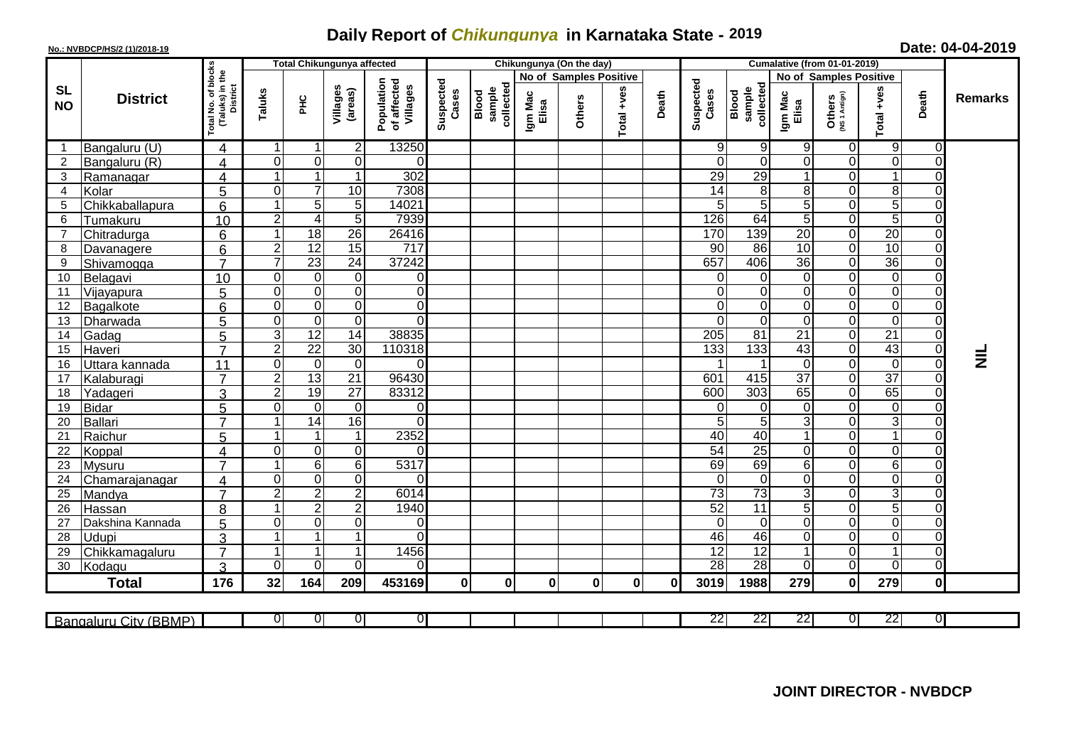# Daily Report of *Chikungunya* in Karnataka State - 2019

**No.: NVBDCP/HS/2 (1)/2018-19**

**Date: 04-04-2019**

| SL NO | District | Total No. of blocks (Taluks) in the District | Total Chikungunya affected | | | | Chikungunya (On the day) | | | | | | Cumalative (from 01-01-2019) | | | | | | Remarks |
|---|---|---|---|---|---|---|---|---|---|---|---|---|---|---|---|---|---|---|---|
| | | | Taluks | PHC | Villages (areas) | Population of affected Villages | Suspected Cases | Blood sample collected | No of Samples Positive | | | Death | Suspected Cases | Blood sample collected | No of Samples Positive | | | Death | |
| | | | | | | | | | Igm Mac Elisa | Others | Total +ves | | | | Igm Mac Elisa | Others (NS 1 Antign) | Total +ves | | |
| 1 | Bangaluru (U) | 4 | 1 | 1 | 2 | 13250 | | | | | | | 9 | 9 | 9 | 0 | 9 | 0 | NIL |
| 2 | Bangaluru (R) | 4 | 0 | 0 | 0 | 0 | | | | | | | 0 | 0 | 0 | 0 | 0 | 0 | |
| 3 | Ramanagar | 4 | 1 | 1 | 1 | 302 | | | | | | | 29 | 29 | 1 | 0 | 1 | 0 | |
| 4 | Kolar | 5 | 0 | 7 | 10 | 7308 | | | | | | | 14 | 8 | 8 | 0 | 8 | 0 | |
| 5 | Chikkaballapura | 6 | 1 | 5 | 5 | 14021 | | | | | | | 5 | 5 | 5 | 0 | 5 | 0 | |
| 6 | Tumakuru | 10 | 2 | 4 | 5 | 7939 | | | | | | | 126 | 64 | 5 | 0 | 5 | 0 | |
| 7 | Chitradurga | 6 | 1 | 18 | 26 | 26416 | | | | | | | 170 | 139 | 20 | 0 | 20 | 0 | |
| 8 | Davanagere | 6 | 2 | 12 | 15 | 717 | | | | | | | 90 | 86 | 10 | 0 | 10 | 0 | |
| 9 | Shivamogga | 7 | 7 | 23 | 24 | 37242 | | | | | | | 657 | 406 | 36 | 0 | 36 | 0 | |
| 10 | Belagavi | 10 | 0 | 0 | 0 | 0 | | | | | | | 0 | 0 | 0 | 0 | 0 | 0 | |
| 11 | Vijayapura | 5 | 0 | 0 | 0 | 0 | | | | | | | 0 | 0 | 0 | 0 | 0 | 0 | |
| 12 | Bagalkote | 6 | 0 | 0 | 0 | 0 | | | | | | | 0 | 0 | 0 | 0 | 0 | 0 | |
| 13 | Dharwada | 5 | 0 | 0 | 0 | 0 | | | | | | | 0 | 0 | 0 | 0 | 0 | 0 | |
| 14 | Gadag | 5 | 3 | 12 | 14 | 38835 | | | | | | | 205 | 81 | 21 | 0 | 21 | 0 | |
| 15 | Haveri | 7 | 2 | 22 | 30 | 110318 | | | | | | | 133 | 133 | 43 | 0 | 43 | 0 | |
| 16 | Uttara kannada | 11 | 0 | 0 | 0 | 0 | | | | | | | 1 | 1 | 0 | 0 | 0 | 0 | |
| 17 | Kalaburagi | 7 | 2 | 13 | 21 | 96430 | | | | | | | 601 | 415 | 37 | 0 | 37 | 0 | |
| 18 | Yadageri | 3 | 2 | 19 | 27 | 83312 | | | | | | | 600 | 303 | 65 | 0 | 65 | 0 | |
| 19 | Bidar | 5 | 0 | 0 | 0 | 0 | | | | | | | 0 | 0 | 0 | 0 | 0 | 0 | |
| 20 | Ballari | 7 | 1 | 14 | 16 | 0 | | | | | | | 5 | 5 | 3 | 0 | 3 | 0 | |
| 21 | Raichur | 5 | 1 | 1 | 1 | 2352 | | | | | | | 40 | 40 | 1 | 0 | 1 | 0 | |
| 22 | Koppal | 4 | 0 | 0 | 0 | 0 | | | | | | | 54 | 25 | 0 | 0 | 0 | 0 | |
| 23 | Mysuru | 7 | 1 | 6 | 6 | 5317 | | | | | | | 69 | 69 | 6 | 0 | 6 | 0 | |
| 24 | Chamarajanagar | 4 | 0 | 0 | 0 | 0 | | | | | | | 0 | 0 | 0 | 0 | 0 | 0 | |
| 25 | Mandya | 7 | 2 | 2 | 2 | 6014 | | | | | | | 73 | 73 | 3 | 0 | 3 | 0 | |
| 26 | Hassan | 8 | 1 | 2 | 2 | 1940 | | | | | | | 52 | 11 | 5 | 0 | 5 | 0 | |
| 27 | Dakshina Kannada | 5 | 0 | 0 | 0 | 0 | | | | | | | 0 | 0 | 0 | 0 | 0 | 0 | |
| 28 | Udupi | 3 | 1 | 1 | 1 | 0 | | | | | | | 46 | 46 | 0 | 0 | 0 | 0 | |
| 29 | Chikkamagaluru | 7 | 1 | 1 | 1 | 1456 | | | | | | | 12 | 12 | 1 | 0 | 1 | 0 | |
| 30 | Kodagu | 3 | 0 | 0 | 0 | 0 | | | | | | | 28 | 28 | 0 | 0 | 0 | 0 | |
| **Total** | | **176** | **32** | **164** | **209** | **453169** | **0** | **0** | **0** | **0** | **0** | **0** | **3019** | **1988** | **279** | **0** | **279** | **0** | |

| | | | | | | | | | | | | | | | | | | |
|---|---|---|---|---|---|---|---|---|---|---|---|---|---|---|---|---|---|---|
| Bangaluru City (BBMP) | | 0 | 0 | 0 | 0 | | | | | | | 22 | 22 | 22 | 0 | 22 | 0 | |

**JOINT DIRECTOR - NVBDCP**